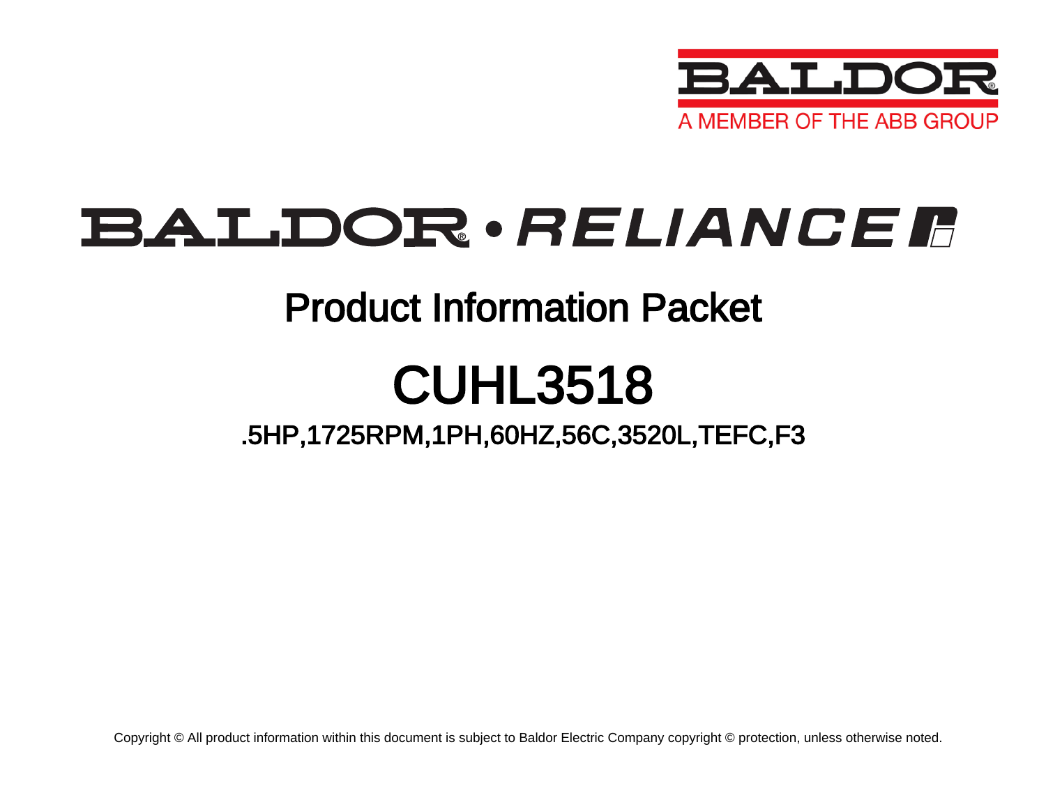BALDOR

A MEMBER OF THE ABB GROUP

BALDOR • RELIANCE

# Product Information Packet

# CUHL3518

## .5HP,1725RPM,1PH,60HZ,56C,3520L,TEFC,F3

Copyright © All product information within this document is subject to Baldor Electric Company copyright © protection, unless otherwise noted.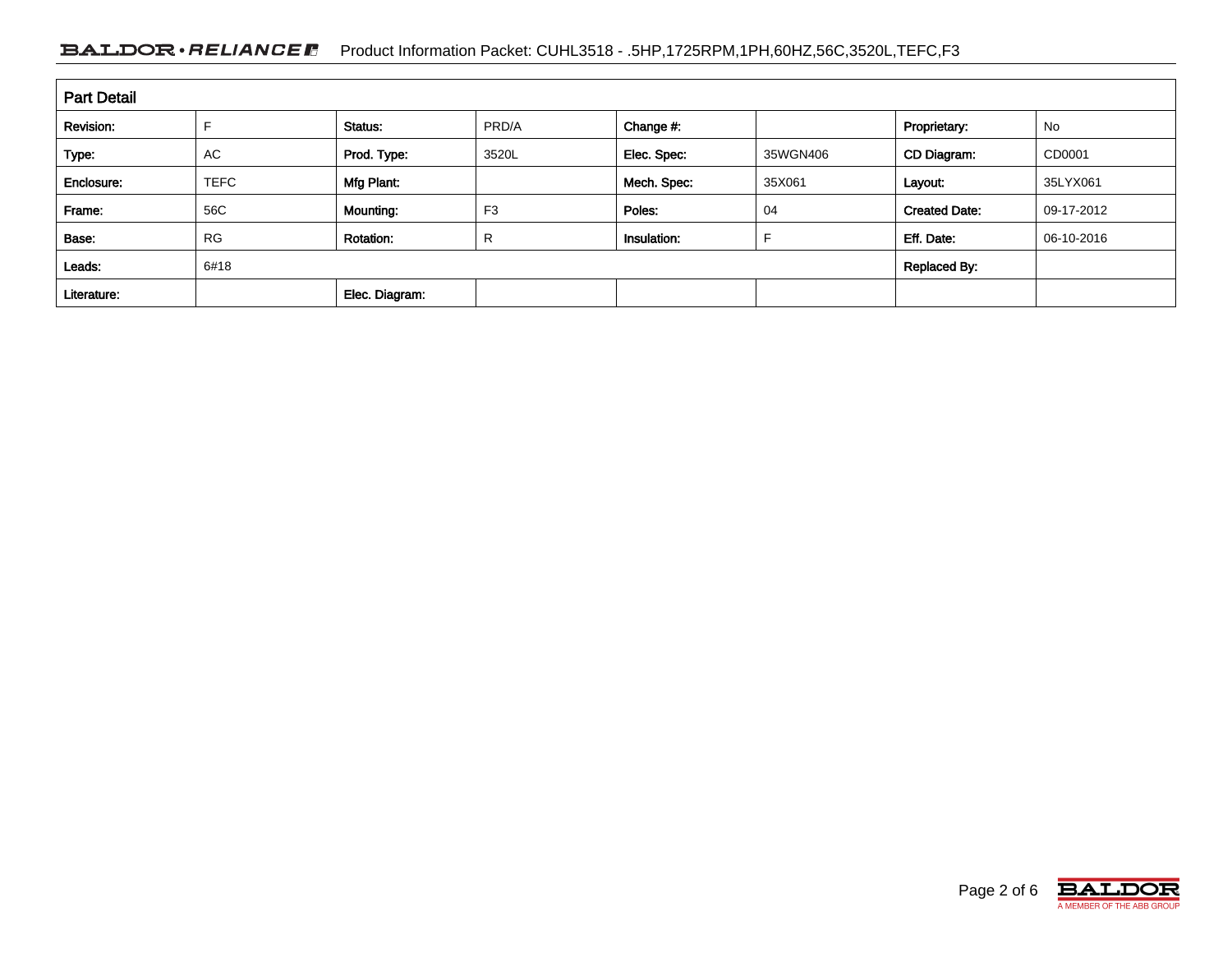## Part Detail

| Revision: | F | Status: | PRD/A | Change #: | | Proprietary: | No |
|---|---|---|---|---|---|---|---|
| Type: | AC | Prod. Type: | 3520L | Elec. Spec: | 35WGN406 | CD Diagram: | CD0001 |
| Enclosure: | TEFC | Mfg Plant: | | Mech. Spec: | 35X061 | Layout: | 35LYX061 |
| Frame: | 56C | Mounting: | F3 | Poles: | 04 | Created Date: | 09-17-2012 |
| Base: | RG | Rotation: | R | Insulation: | F | Eff. Date: | 06-10-2016 |
| Leads: | 6#18 | | | | | Replaced By: | |
| Literature: | | Elec. Diagram: | | | | | |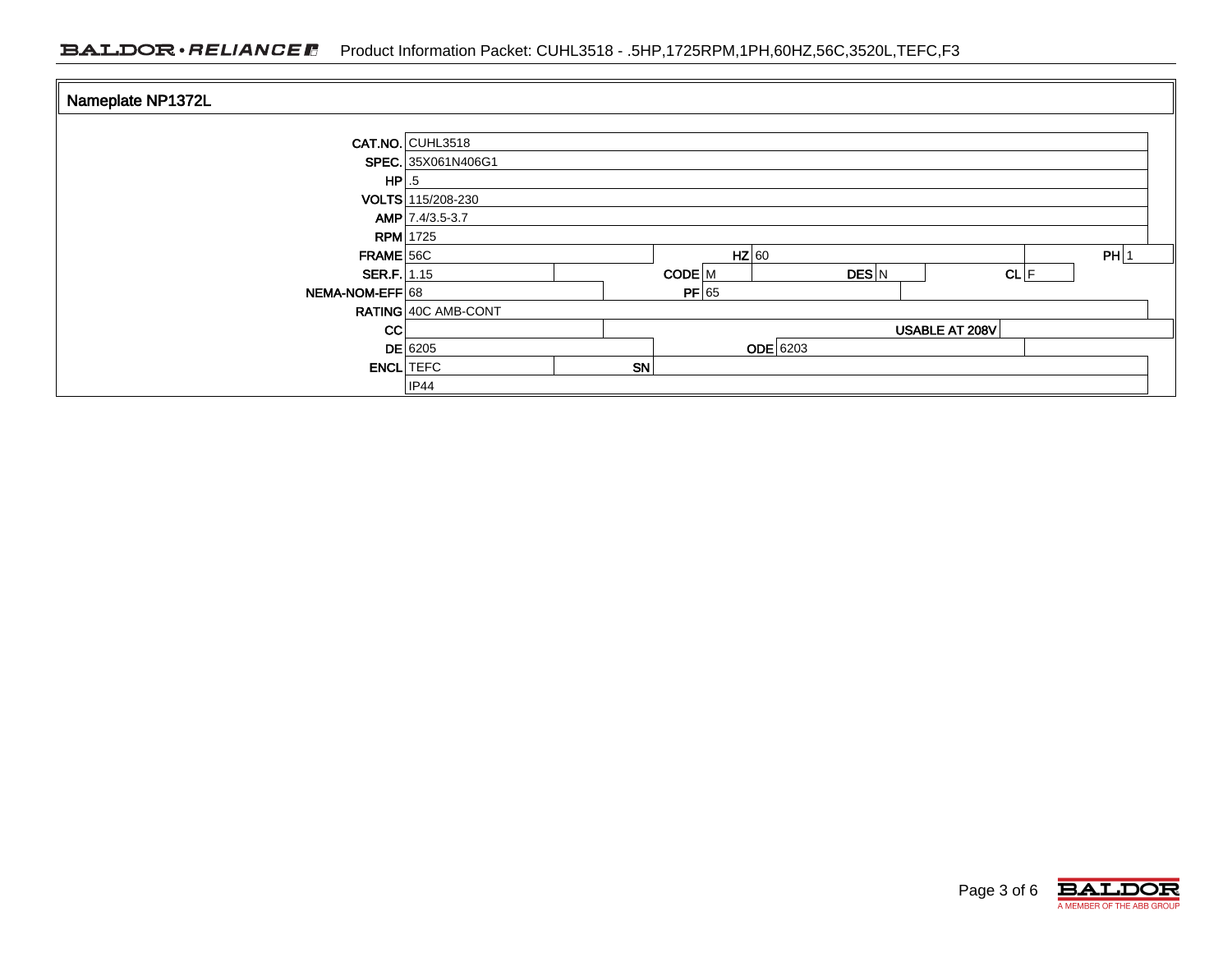## Nameplate NP1372L

| Field | Value | | | | | | |
|---|---|---|---|---|---|---|---|
| CAT.NO. | CUHL3518 | | | | | | |
| SPEC. | 35X061N406G1 | | | | | | |
| HP | .5 | | | | | | |
| VOLTS | 115/208-230 | | | | | | |
| AMP | 7.4/3.5-3.7 | | | | | | |
| RPM | 1725 | | | | | | |
| FRAME | 56C | HZ | 60 | | | PH | 1 |
| SER.F. | 1.15 | CODE | M | DES | N | CL | F |
| NEMA-NOM-EFF | 68 | PF | 65 | | | | |
| RATING | 40C AMB-CONT | | | | | | |
| CC | | | | USABLE AT 208V | | | |
| DE | 6205 | ODE | 6203 | | | | |
| ENCL | TEFC | SN | | | | | |
| | IP44 | | | | | | |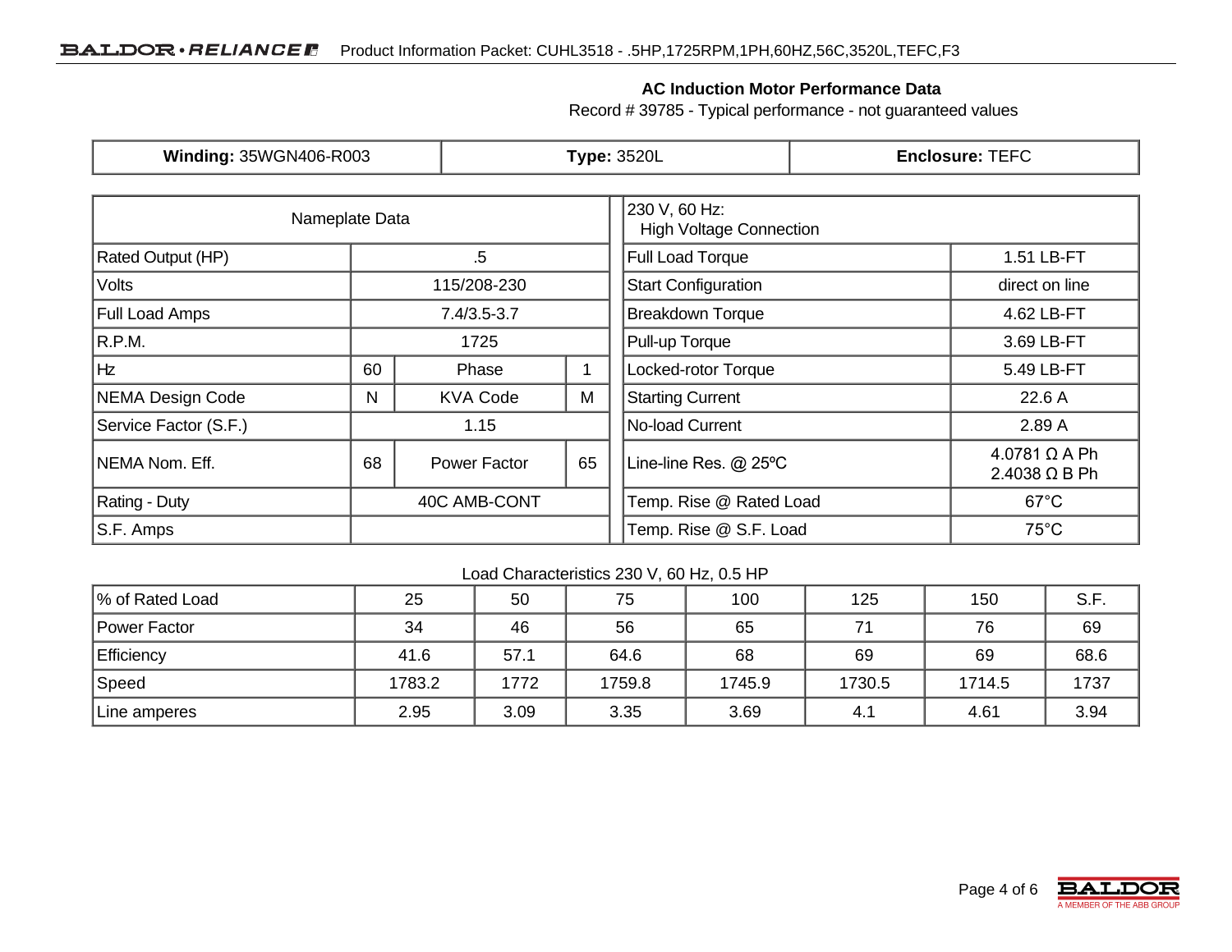## AC Induction Motor Performance Data

Record # 39785 - Typical performance - not guaranteed values

| **Winding:** 35WGN406-R003 | **Type:** 3520L | **Enclosure:** TEFC |
|---|---|---|

| Nameplate Data | | | |
|---|---|---|---|
| Rated Output (HP) | .5 | | |
| Volts | 115/208-230 | | |
| Full Load Amps | 7.4/3.5-3.7 | | |
| R.P.M. | 1725 | | |
| Hz | 60 | Phase | 1 |
| NEMA Design Code | N | KVA Code | M |
| Service Factor (S.F.) | 1.15 | | |
| NEMA Nom. Eff. | 68 | Power Factor | 65 |
| Rating - Duty | 40C AMB-CONT | | |
| S.F. Amps | | | |

| 230 V, 60 Hz: High Voltage Connection | |
|---|---|
| Full Load Torque | 1.51 LB-FT |
| Start Configuration | direct on line |
| Breakdown Torque | 4.62 LB-FT |
| Pull-up Torque | 3.69 LB-FT |
| Locked-rotor Torque | 5.49 LB-FT |
| Starting Current | 22.6 A |
| No-load Current | 2.89 A |
| Line-line Res. @ 25ºC | 4.0781 Ω A Ph<br>2.4038 Ω B Ph |
| Temp. Rise @ Rated Load | 67°C |
| Temp. Rise @ S.F. Load | 75°C |

Load Characteristics 230 V, 60 Hz, 0.5 HP

| % of Rated Load | 25 | 50 | 75 | 100 | 125 | 150 | S.F. |
|---|---|---|---|---|---|---|---|
| Power Factor | 34 | 46 | 56 | 65 | 71 | 76 | 69 |
| Efficiency | 41.6 | 57.1 | 64.6 | 68 | 69 | 69 | 68.6 |
| Speed | 1783.2 | 1772 | 1759.8 | 1745.9 | 1730.5 | 1714.5 | 1737 |
| Line amperes | 2.95 | 3.09 | 3.35 | 3.69 | 4.1 | 4.61 | 3.94 |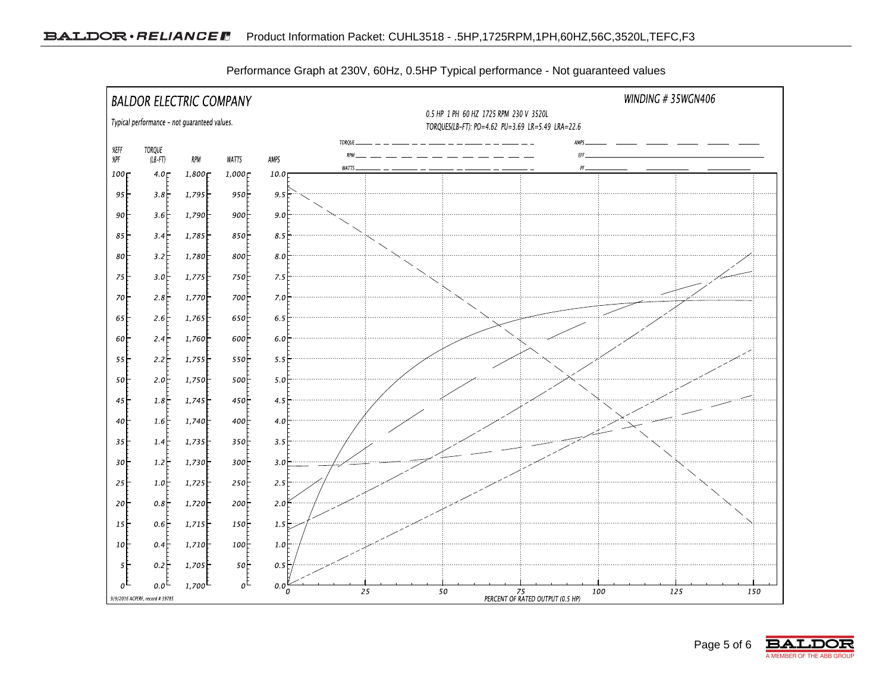Product Information Packet: CUHL3518 - .5HP,1725RPM,1PH,60HZ,56C,3520L,TEFC,F3

Performance Graph at 230V, 60Hz, 0.5HP Typical performance - Not guaranteed values

BALDOR ELECTRIC COMPANY

Typical performance - not guaranteed values.

WINDING # 35WGN406

0.5 HP 1 PH 60 HZ 1725 RPM 230 V 3520L

TORQUES(LB-FT): PO=4.62 PU=3.69 LR=5.49 LRA=22.6

Legend: TORQUE, RPM, WATTS, AMPS, EFF, PF

| %EFF %PF | TORQUE (LB-FT) | RPM | WATTS | AMPS |
|---|---|---|---|---|
| 100 | 4.0 | 1,800 | 1,000 | 10.0 |
| 95 | 3.8 | 1,795 | 950 | 9.5 |
| 90 | 3.6 | 1,790 | 900 | 9.0 |
| 85 | 3.4 | 1,785 | 850 | 8.5 |
| 80 | 3.2 | 1,780 | 800 | 8.0 |
| 75 | 3.0 | 1,775 | 750 | 7.5 |
| 70 | 2.8 | 1,770 | 700 | 7.0 |
| 65 | 2.6 | 1,765 | 650 | 6.5 |
| 60 | 2.4 | 1,760 | 600 | 6.0 |
| 55 | 2.2 | 1,755 | 550 | 5.5 |
| 50 | 2.0 | 1,750 | 500 | 5.0 |
| 45 | 1.8 | 1,745 | 450 | 4.5 |
| 40 | 1.6 | 1,740 | 400 | 4.0 |
| 35 | 1.4 | 1,735 | 350 | 3.5 |
| 30 | 1.2 | 1,730 | 300 | 3.0 |
| 25 | 1.0 | 1,725 | 250 | 2.5 |
| 20 | 0.8 | 1,720 | 200 | 2.0 |
| 15 | 0.6 | 1,715 | 150 | 1.5 |
| 10 | 0.4 | 1,710 | 100 | 1.0 |
| 5 | 0.2 | 1,705 | 50 | 0.5 |
| 0 | 0.0 | 1,700 | 0 | 0.0 |

PERCENT OF RATED OUTPUT (0.5 HP): 0, 25, 50, 75, 100, 125, 150

9/9/2016 ACPERF, record # 39785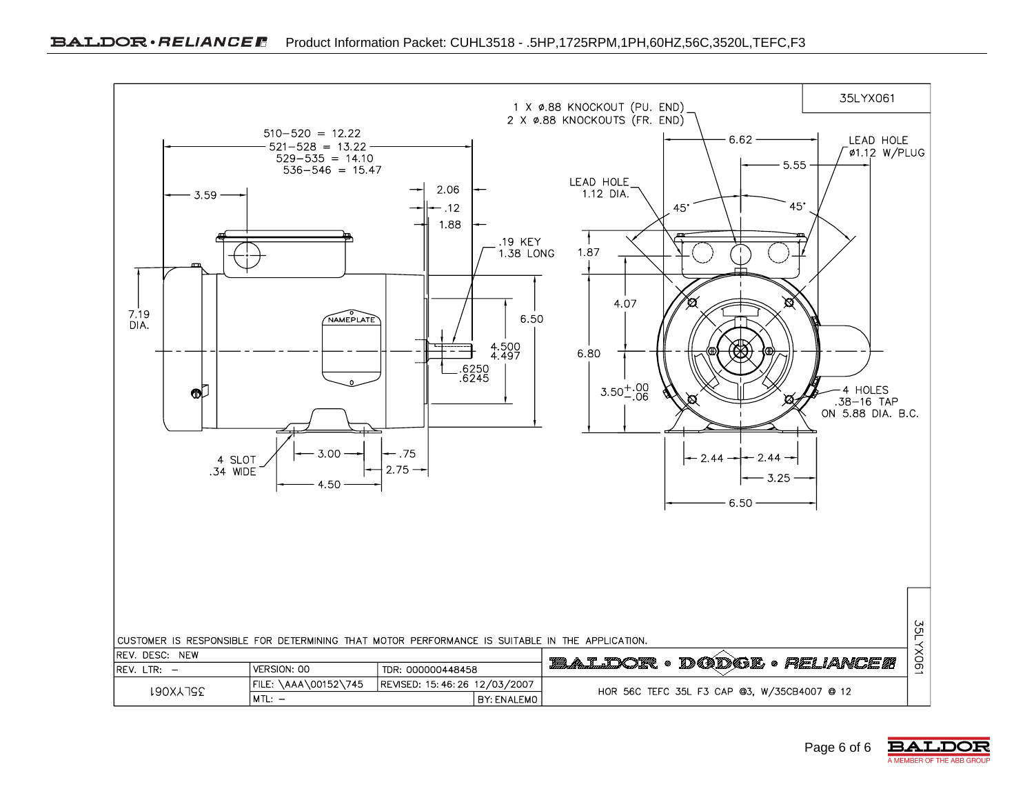35LYX061

1 X ⌀.88 KNOCKOUT (PU. END)
2 X ⌀.88 KNOCKOUTS (FR. END)

510–520 = 12.22
521–528 = 13.22
529–535 = 14.10
536–546 = 15.47

3.59

2.06

.12

1.88

.19 KEY
1.38 LONG

7.19
DIA.

NAMEPLATE

6.50

4.500
4.497

.6250
.6245

4 SLOT
.34 WIDE

3.00

.75

2.75

4.50

6.62

LEAD HOLE
⌀1.12 W/PLUG

5.55

LEAD HOLE
1.12 DIA.

45°

45°

1.87

4.07

6.80

$3.50^{+.00}_{-.06}$

4 HOLES
.38–16 TAP
ON 5.88 DIA. B.C.

2.44

2.44

3.25

6.50

CUSTOMER IS RESPONSIBLE FOR DETERMINING THAT MOTOR PERFORMANCE IS SUITABLE IN THE APPLICATION.

| REV. DESC: NEW | | | BALDOR • DODGE • RELIANCE |
|---|---|---|---|
| REV. LTR: – | VERSION: 00 | TDR: 000000448458 | |
| 35LYX061 | FILE: \AAA\00152\745 | REVISED: 15:46:26 12/03/2007 | HOR 56C TEFC 35L F3 CAP @3, W/35CB4007 @ 12 |
| | MTL: – | BY: ENALEMO | |

35LYX061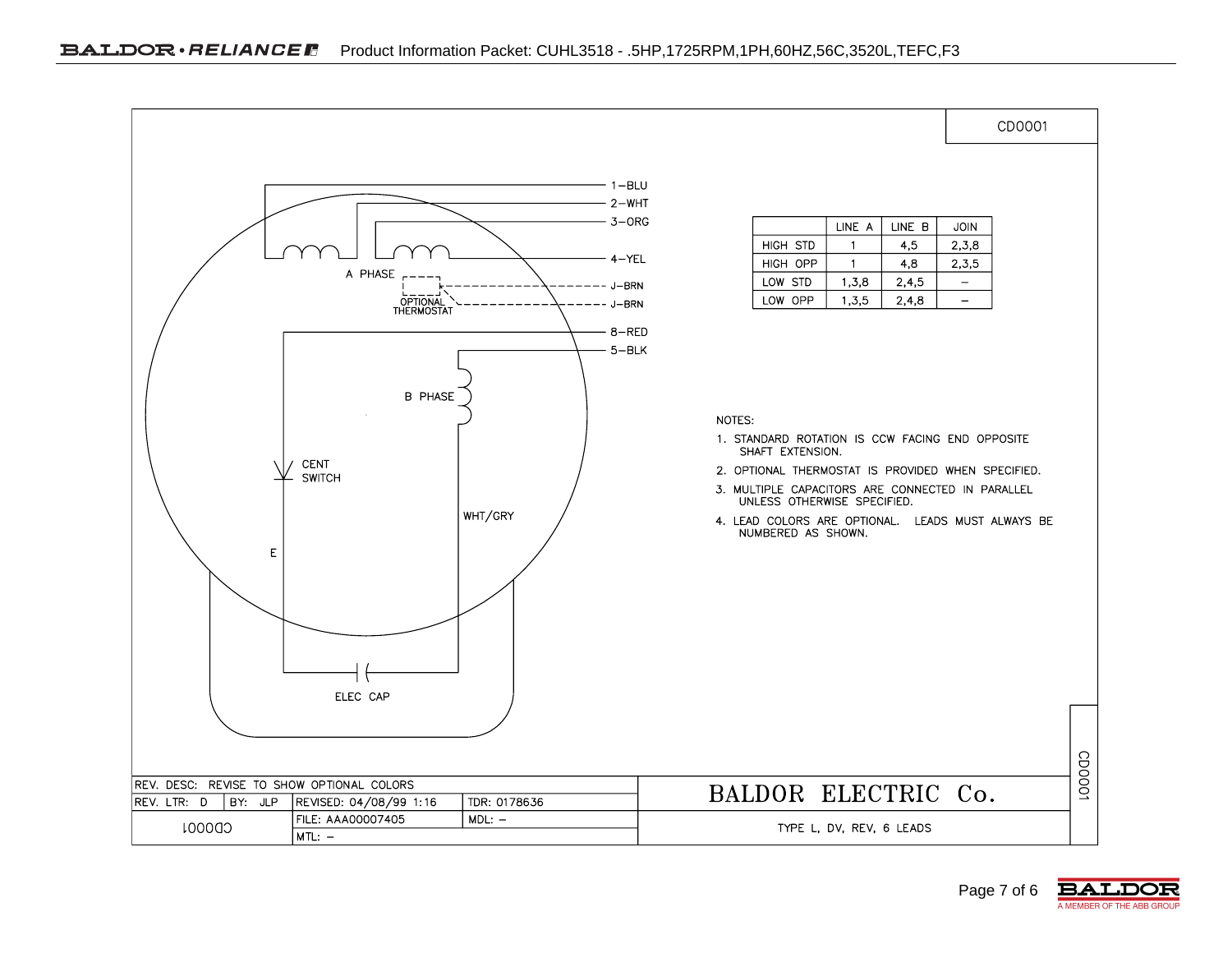CD0001

1-BLU
2-WHT
3-ORG
4-YEL
J-BRN
J-BRN
8-RED
5-BLK

A PHASE
OPTIONAL THERMOSTAT
B PHASE
CENT SWITCH
WHT/GRY
E
ELEC CAP

| | LINE A | LINE B | JOIN |
|---|---|---|---|
| HIGH STD | 1 | 4,5 | 2,3,8 |
| HIGH OPP | 1 | 4,8 | 2,3,5 |
| LOW STD | 1,3,8 | 2,4,5 | – |
| LOW OPP | 1,3,5 | 2,4,8 | – |

NOTES:

1. STANDARD ROTATION IS CCW FACING END OPPOSITE SHAFT EXTENSION.
2. OPTIONAL THERMOSTAT IS PROVIDED WHEN SPECIFIED.
3. MULTIPLE CAPACITORS ARE CONNECTED IN PARALLEL UNLESS OTHERWISE SPECIFIED.
4. LEAD COLORS ARE OPTIONAL. LEADS MUST ALWAYS BE NUMBERED AS SHOWN.

| | | | |
|---|---|---|---|
| REV. DESC: REVISE TO SHOW OPTIONAL COLORS | | | BALDOR ELECTRIC Co. |
| REV. LTR: D BY: JLP | REVISED: 04/08/99 1:16 | TDR: 0178636 | |
| CD0001 | FILE: AAA00007405 | MDL: – | TYPE L, DV, REV, 6 LEADS |
| | MTL: – | | |

CD0001